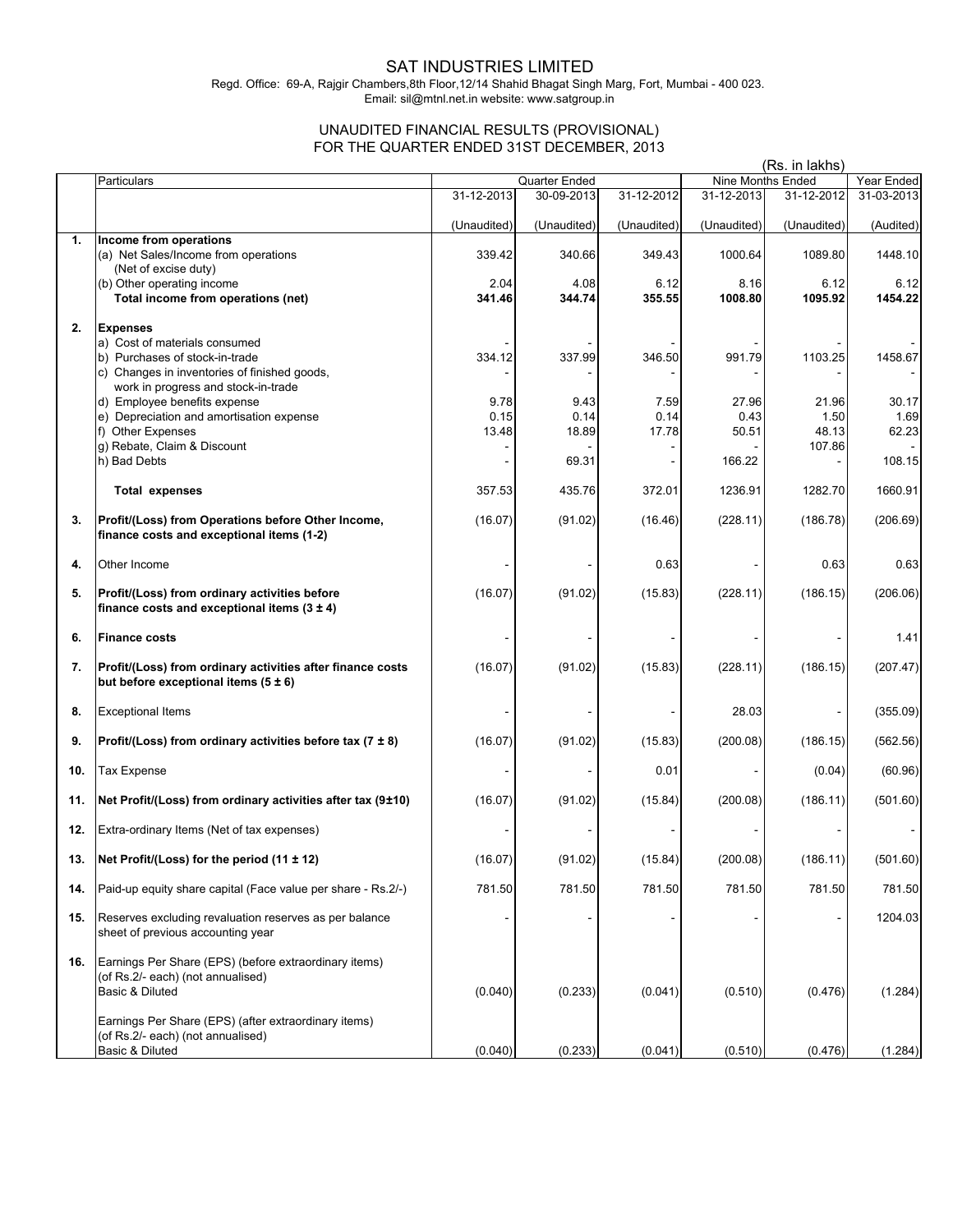# SAT INDUSTRIES LIMITED

Regd. Office: 69-A, Rajgir Chambers,8th Floor,12/14 Shahid Bhagat Singh Marg, Fort, Mumbai - 400 023.
Email: sil@mtnl.net.in website: www.satgroup.in

## UNAUDITED FINANCIAL RESULTS (PROVISIONAL) FOR THE QUARTER ENDED 31ST DECEMBER, 2013

(Rs. in lakhs)

| | Particulars | Quarter Ended | | | Nine Months Ended | | Year Ended |
|---|---|---|---|---|---|---|---|
| | | 31-12-2013 | 30-09-2013 | 31-12-2012 | 31-12-2013 | 31-12-2012 | 31-03-2013 |
| | | (Unaudited) | (Unaudited) | (Unaudited) | (Unaudited) | (Unaudited) | (Audited) |
| **1.** | **Income from operations** | | | | | | |
| | (a) Net Sales/Income from operations (Net of excise duty) | 339.42 | 340.66 | 349.43 | 1000.64 | 1089.80 | 1448.10 |
| | (b) Other operating income | 2.04 | 4.08 | 6.12 | 8.16 | 6.12 | 6.12 |
| | **Total income from operations (net)** | **341.46** | **344.74** | **355.55** | **1008.80** | **1095.92** | **1454.22** |
| **2.** | **Expenses** | | | | | | |
| | a) Cost of materials consumed | - | - | - | - | - | - |
| | b) Purchases of stock-in-trade | 334.12 | 337.99 | 346.50 | 991.79 | 1103.25 | 1458.67 |
| | c) Changes in inventories of finished goods, work in progress and stock-in-trade | - | - | - | - | - | - |
| | d) Employee benefits expense | 9.78 | 9.43 | 7.59 | 27.96 | 21.96 | 30.17 |
| | e) Depreciation and amortisation expense | 0.15 | 0.14 | 0.14 | 0.43 | 1.50 | 1.69 |
| | f) Other Expenses | 13.48 | 18.89 | 17.78 | 50.51 | 48.13 | 62.23 |
| | g) Rebate, Claim & Discount | - | - | - | - | 107.86 | - |
| | h) Bad Debts | - | 69.31 | - | 166.22 | - | 108.15 |
| | **Total expenses** | 357.53 | 435.76 | 372.01 | 1236.91 | 1282.70 | 1660.91 |
| **3.** | **Profit/(Loss) from Operations before Other Income, finance costs and exceptional items (1-2)** | (16.07) | (91.02) | (16.46) | (228.11) | (186.78) | (206.69) |
| **4.** | Other Income | - | - | 0.63 | - | 0.63 | 0.63 |
| **5.** | **Profit/(Loss) from ordinary activities before finance costs and exceptional items (3 ± 4)** | (16.07) | (91.02) | (15.83) | (228.11) | (186.15) | (206.06) |
| **6.** | **Finance costs** | - | - | - | - | - | 1.41 |
| **7.** | **Profit/(Loss) from ordinary activities after finance costs but before exceptional items (5 ± 6)** | (16.07) | (91.02) | (15.83) | (228.11) | (186.15) | (207.47) |
| **8.** | Exceptional Items | - | - | - | 28.03 | - | (355.09) |
| **9.** | **Profit/(Loss) from ordinary activities before tax (7 ± 8)** | (16.07) | (91.02) | (15.83) | (200.08) | (186.15) | (562.56) |
| **10.** | Tax Expense | - | - | 0.01 | - | (0.04) | (60.96) |
| **11.** | **Net Profit/(Loss) from ordinary activities after tax (9±10)** | (16.07) | (91.02) | (15.84) | (200.08) | (186.11) | (501.60) |
| **12.** | Extra-ordinary Items (Net of tax expenses) | - | - | - | - | - | - |
| **13.** | **Net Profit/(Loss) for the period (11 ± 12)** | (16.07) | (91.02) | (15.84) | (200.08) | (186.11) | (501.60) |
| **14.** | Paid-up equity share capital (Face value per share - Rs.2/-) | 781.50 | 781.50 | 781.50 | 781.50 | 781.50 | 781.50 |
| **15.** | Reserves excluding revaluation reserves as per balance sheet of previous accounting year | - | - | - | - | - | 1204.03 |
| **16.** | Earnings Per Share (EPS) (before extraordinary items) (of Rs.2/- each) (not annualised) Basic & Diluted | (0.040) | (0.233) | (0.041) | (0.510) | (0.476) | (1.284) |
| | Earnings Per Share (EPS) (after extraordinary items) (of Rs.2/- each) (not annualised) Basic & Diluted | (0.040) | (0.233) | (0.041) | (0.510) | (0.476) | (1.284) |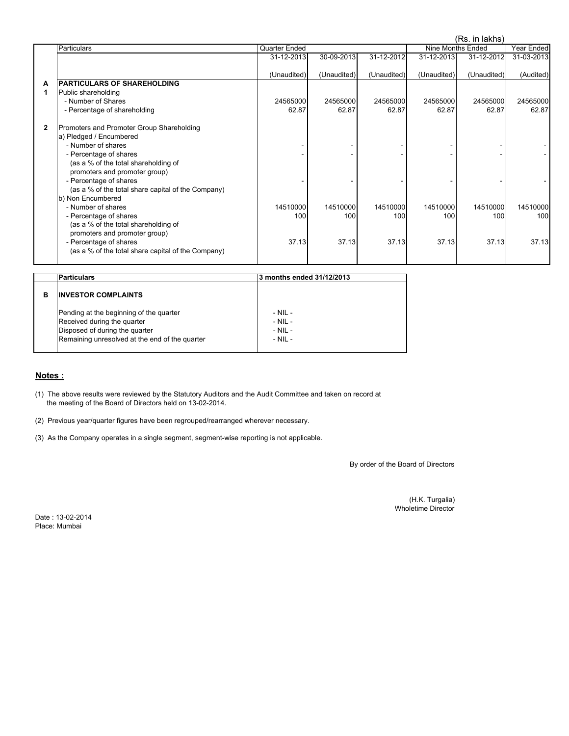(Rs. in lakhs)

| | Particulars | Quarter Ended | | | Nine Months Ended | | Year Ended |
|---|---|---|---|---|---|---|---|
| | | 31-12-2013 | 30-09-2013 | 31-12-2012 | 31-12-2013 | 31-12-2012 | 31-03-2013 |
| | | (Unaudited) | (Unaudited) | (Unaudited) | (Unaudited) | (Unaudited) | (Audited) |
| **A** | **PARTICULARS OF SHAREHOLDING** | | | | | | |
| **1** | Public shareholding | | | | | | |
| | - Number of Shares | 24565000 | 24565000 | 24565000 | 24565000 | 24565000 | 24565000 |
| | - Percentage of shareholding | 62.87 | 62.87 | 62.87 | 62.87 | 62.87 | 62.87 |
| **2** | Promoters and Promoter Group Shareholding | | | | | | |
| | a) Pledged / Encumbered | | | | | | |
| | - Number of shares | - | - | - | - | - | - |
| | - Percentage of shares (as a % of the total shareholding of promoters and promoter group) | - | - | - | - | - | - |
| | - Percentage of shares (as a % of the total share capital of the Company) | - | - | - | - | - | - |
| | b) Non Encumbered | | | | | | |
| | - Number of shares | 14510000 | 14510000 | 14510000 | 14510000 | 14510000 | 14510000 |
| | - Percentage of shares (as a % of the total shareholding of promoters and promoter group) | 100 | 100 | 100 | 100 | 100 | 100 |
| | - Percentage of shares (as a % of the total share capital of the Company) | 37.13 | 37.13 | 37.13 | 37.13 | 37.13 | 37.13 |

| | **Particulars** | **3 months ended 31/12/2013** |
|---|---|---|
| **B** | **INVESTOR COMPLAINTS** | |
| | Pending at the beginning of the quarter | - NIL - |
| | Received during the quarter | - NIL - |
| | Disposed of during the quarter | - NIL - |
| | Remaining unresolved at the end of the quarter | - NIL - |

**Notes :**

(1) The above results were reviewed by the Statutory Auditors and the Audit Committee and taken on record at the meeting of the Board of Directors held on 13-02-2014.

(2) Previous year/quarter figures have been regrouped/rearranged wherever necessary.

(3) As the Company operates in a single segment, segment-wise reporting is not applicable.

By order of the Board of Directors

(H.K. Turgalia)
Wholetime Director

Date : 13-02-2014
Place: Mumbai